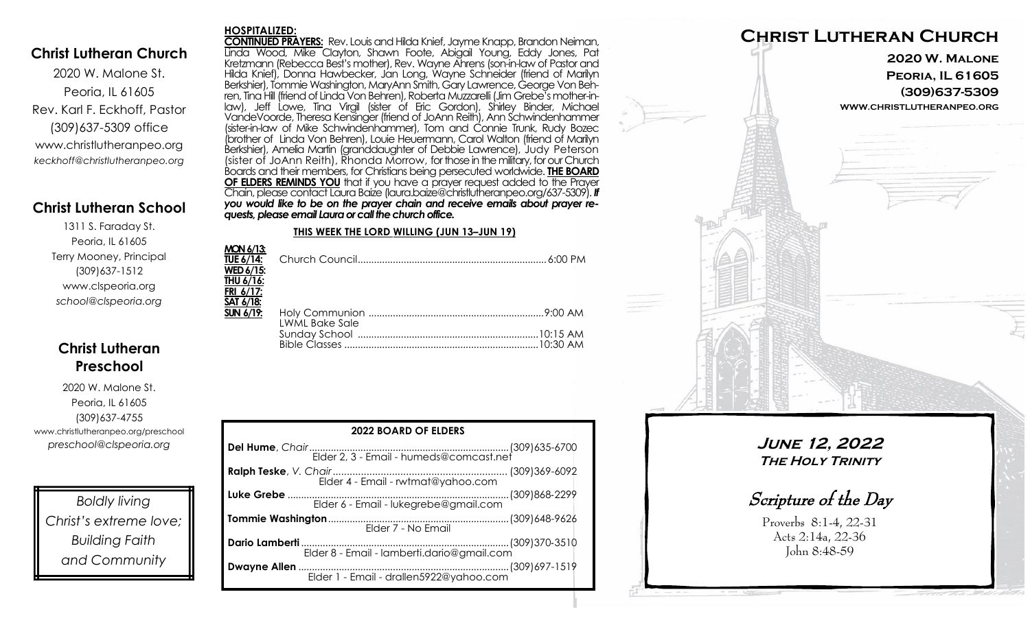## Christ Lutheran Church

2020 W. Malone St.
Peoria, IL 61605
Rev. Karl F. Eckhoff, Pastor
(309)637-5309 office
www.christlutheranpeo.org
*keckhoff@christlutheranpeo.org*

## Christ Lutheran School

1311 S. Faraday St.
Peoria, IL 61605
Terry Mooney, Principal
(309)637-1512
www.clspeoria.org
*school@clspeoria.org*

## Christ Lutheran Preschool

2020 W. Malone St.
Peoria, IL 61605
(309)637-4755
www.christlutheranpeo.org/preschool
*preschool@clspeoria.org*

*Boldly living Christ's extreme love; Building Faith and Community*

**HOSPITALIZED:**

**CONTINUED PRAYERS:** Rev. Louis and Hilda Knief, Jayme Knapp, Brandon Neiman, Linda Wood, Mike Clayton, Shawn Foote, Abigail Young, Eddy Jones, Pat Kretzmann (Rebecca Best's mother), Rev. Wayne Ahrens (son-in-law of Pastor and Hilda Knief), Donna Hawbecker, Jan Long, Wayne Schneider (friend of Marilyn Berkshier), Tommie Washington, MaryAnn Smith, Gary Lawrence, George Von Behren, Tina Hill (friend of Linda Von Behren), Roberta Muzzarelli (Jim Grebe's mother-in-law), Jeff Lowe, Tina Virgil (sister of Eric Gordon), Shirley Binder, Michael VandeVoorde, Theresa Kensinger (friend of JoAnn Reith), Ann Schwindenhammer (sister-in-law of Mike Schwindenhammer), Tom and Connie Trunk, Rudy Bozec (brother of Linda Von Behren), Louie Heuermann, Carol Walton (friend of Marilyn Berkshier), Amelia Martin (granddaughter of Debbie Lawrence), Judy Peterson (sister of JoAnn Reith), Rhonda Morrow, for those in the military, for our Church Boards and their members, for Christians being persecuted worldwide. **THE BOARD OF ELDERS REMINDS YOU** that if you have a prayer request added to the Prayer Chain, please contact Laura Baize (laura.baize@christlutheranpeo.org/637-5309). ***If you would like to be on the prayer chain and receive emails about prayer requests, please email Laura or call the church office.***

**THIS WEEK THE LORD WILLING (JUN 13–JUN 19)**

**MON 6/13:**
**TUE 6/14:** Church Council...... 6:00 PM
**WED 6/15:**
**THU 6/16:**
**FRI 6/17:**
**SAT 6/18:**
**SUN 6/19:** Holy Communion ...... 9:00 AM
LWML Bake Sale
Sunday School ...... 10:15 AM
Bible Classes ...... 10:30 AM

**2022 BOARD OF ELDERS**

**Del Hume**, *Chair*...... (309)635-6700
Elder 2, 3 - Email - humeds@comcast.net

**Ralph Teske**, *V. Chair*...... (309)369-6092
Elder 4 - Email - rwtmat@yahoo.com

**Luke Grebe** ...... (309)868-2299
Elder 6 - Email - lukegrebe@gmail.com

**Tommie Washington**...... (309)648-9626
Elder 7 - No Email

**Dario Lamberti**...... (309)370-3510
Elder 8 - Email - lamberti.dario@gmail.com

**Dwayne Allen** ...... (309)697-1519
Elder 1 - Email - drallen5922@yahoo.com

# Christ Lutheran Church

**2020 W. Malone**
**Peoria, IL 61605**
**(309)637-5309**
**www.christlutheranpeo.org**

## *June 12, 2022*
### *The Holy Trinity*

*Scripture of the Day*

Proverbs 8:1-4, 22-31
Acts 2:14a, 22-36
John 8:48-59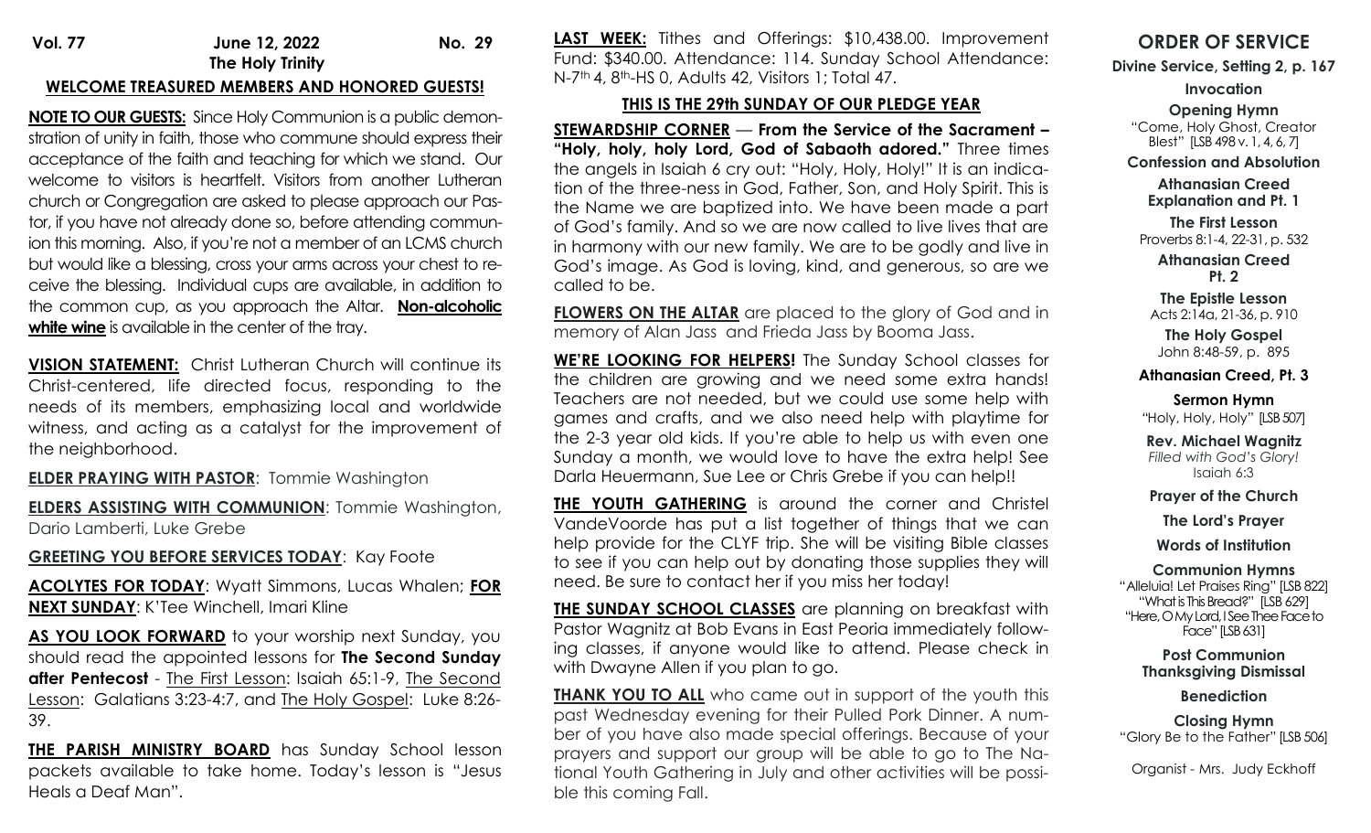**Vol. 77** **June 12, 2022** **No. 29**

**The Holy Trinity**

## WELCOME TREASURED MEMBERS AND HONORED GUESTS!

**NOTE TO OUR GUESTS:** Since Holy Communion is a public demonstration of unity in faith, those who commune should express their acceptance of the faith and teaching for which we stand. Our welcome to visitors is heartfelt. Visitors from another Lutheran church or Congregation are asked to please approach our Pastor, if you have not already done so, before attending communion this morning. Also, if you're not a member of an LCMS church but would like a blessing, cross your arms across your chest to receive the blessing. Individual cups are available, in addition to the common cup, as you approach the Altar. **Non-alcoholic white wine** is available in the center of the tray.

**VISION STATEMENT:** Christ Lutheran Church will continue its Christ-centered, life directed focus, responding to the needs of its members, emphasizing local and worldwide witness, and acting as a catalyst for the improvement of the neighborhood.

**ELDER PRAYING WITH PASTOR**: Tommie Washington

**ELDERS ASSISTING WITH COMMUNION**: Tommie Washington, Dario Lamberti, Luke Grebe

**GREETING YOU BEFORE SERVICES TODAY**: Kay Foote

**ACOLYTES FOR TODAY**: Wyatt Simmons, Lucas Whalen; **FOR NEXT SUNDAY**: K'Tee Winchell, Imari Kline

**AS YOU LOOK FORWARD** to your worship next Sunday, you should read the appointed lessons for **The Second Sunday after Pentecost** - The First Lesson: Isaiah 65:1-9, The Second Lesson: Galatians 3:23-4:7, and The Holy Gospel: Luke 8:26-39.

**THE PARISH MINISTRY BOARD** has Sunday School lesson packets available to take home. Today's lesson is "Jesus Heals a Deaf Man".

**LAST WEEK:** Tithes and Offerings: $10,438.00. Improvement Fund: $340.00. Attendance: 114. Sunday School Attendance: N-7th 4, 8th-HS 0, Adults 42, Visitors 1; Total 47.

## THIS IS THE 29th SUNDAY OF OUR PLEDGE YEAR

**STEWARDSHIP CORNER** — **From the Service of the Sacrament – "Holy, holy, holy Lord, God of Sabaoth adored."** Three times the angels in Isaiah 6 cry out: "Holy, Holy, Holy!" It is an indication of the three-ness in God, Father, Son, and Holy Spirit. This is the Name we are baptized into. We have been made a part of God's family. And so we are now called to live lives that are in harmony with our new family. We are to be godly and live in God's image. As God is loving, kind, and generous, so are we called to be.

**FLOWERS ON THE ALTAR** are placed to the glory of God and in memory of Alan Jass and Frieda Jass by Booma Jass.

**WE'RE LOOKING FOR HELPERS!** The Sunday School classes for the children are growing and we need some extra hands! Teachers are not needed, but we could use some help with games and crafts, and we also need help with playtime for the 2-3 year old kids. If you're able to help us with even one Sunday a month, we would love to have the extra help! See Darla Heuermann, Sue Lee or Chris Grebe if you can help!!

**THE YOUTH GATHERING** is around the corner and Christel VandeVoorde has put a list together of things that we can help provide for the CLYF trip. She will be visiting Bible classes to see if you can help out by donating those supplies they will need. Be sure to contact her if you miss her today!

**THE SUNDAY SCHOOL CLASSES** are planning on breakfast with Pastor Wagnitz at Bob Evans in East Peoria immediately following classes, if anyone would like to attend. Please check in with Dwayne Allen if you plan to go.

**THANK YOU TO ALL** who came out in support of the youth this past Wednesday evening for their Pulled Pork Dinner. A number of you have also made special offerings. Because of your prayers and support our group will be able to go to The National Youth Gathering in July and other activities will be possible this coming Fall.

## ORDER OF SERVICE

**Divine Service, Setting 2, p. 167**

**Invocation**

**Opening Hymn**
"Come, Holy Ghost, Creator Blest" [LSB 498 v. 1, 4, 6, 7]

**Confession and Absolution**

**Athanasian Creed Explanation and Pt. 1**

**The First Lesson**
Proverbs 8:1-4, 22-31, p. 532

**Athanasian Creed Pt. 2**

**The Epistle Lesson**
Acts 2:14a, 21-36, p. 910

**The Holy Gospel**
John 8:48-59, p. 895

**Athanasian Creed, Pt. 3**

**Sermon Hymn**
"Holy, Holy, Holy" [LSB 507]

**Rev. Michael Wagnitz**
*Filled with God's Glory!*
Isaiah 6:3

**Prayer of the Church**

**The Lord's Prayer**

**Words of Institution**

**Communion Hymns**
"Alleluia! Let Praises Ring" [LSB 822]
"What is This Bread?" [LSB 629]
"Here, O My Lord, I See Thee Face to Face" [LSB 631]

**Post Communion Thanksgiving Dismissal**

**Benediction**

**Closing Hymn**
"Glory Be to the Father" [LSB 506]

Organist - Mrs. Judy Eckhoff